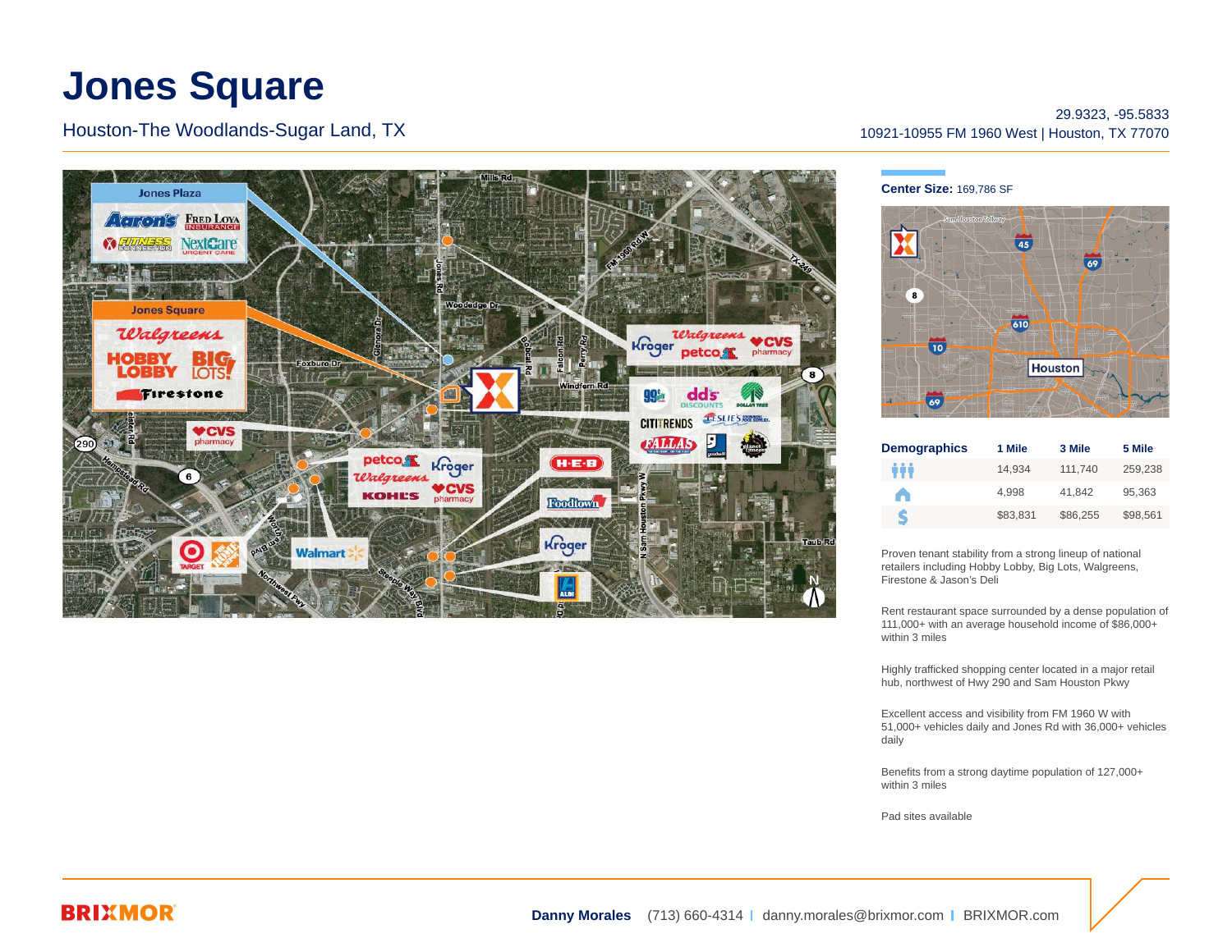# Jones Square

Houston-The Woodlands-Sugar Land, TX

29.9323, -95.5833
10921-10955 FM 1960 West | Houston, TX 77070

**Center Size:** 169,786 SF

| Demographics | 1 Mile | 3 Mile | 5 Mile |
|---|---|---|---|
| Population | 14,934 | 111,740 | 259,238 |
| Households | 4,998 | 41,842 | 95,363 |
| Income | $83,831 | $86,255 | $98,561 |

Proven tenant stability from a strong lineup of national retailers including Hobby Lobby, Big Lots, Walgreens, Firestone & Jason's Deli

Rent restaurant space surrounded by a dense population of 111,000+ with an average household income of $86,000+ within 3 miles

Highly trafficked shopping center located in a major retail hub, northwest of Hwy 290 and Sam Houston Pkwy

Excellent access and visibility from FM 1960 W with 51,000+ vehicles daily and Jones Rd with 36,000+ vehicles daily

Benefits from a strong daytime population of 127,000+ within 3 miles

Pad sites available

BRIXMOR

**Danny Morales** (713) 660-4314 | danny.morales@brixmor.com | BRIXMOR.com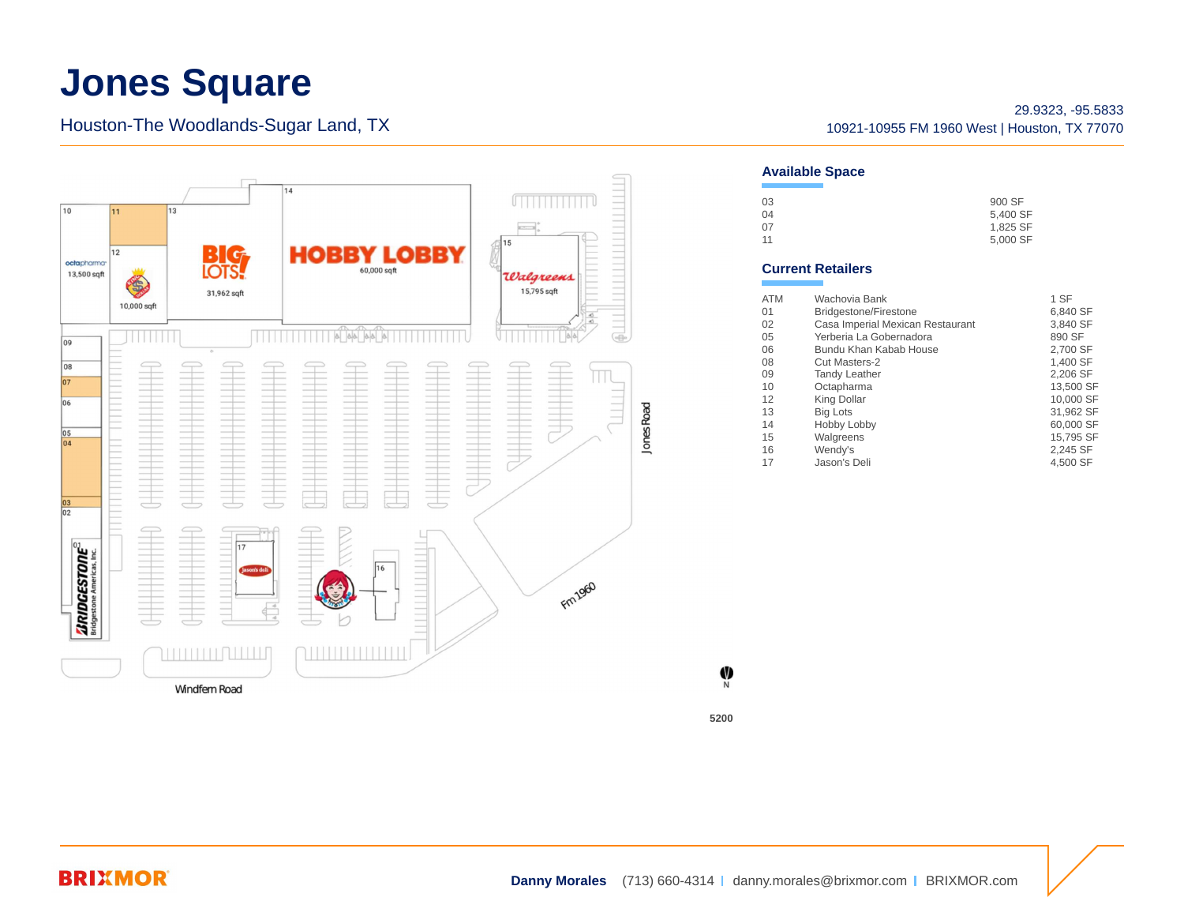# Jones Square

Houston-The Woodlands-Sugar Land, TX

29.9323, -95.5833
10921-10955 FM 1960 West | Houston, TX 77070

Windfern Road

Jones Road

Fm 1960

5200

## Available Space

| | |
|---|---|
| 03 | 900 SF |
| 04 | 5,400 SF |
| 07 | 1,825 SF |
| 11 | 5,000 SF |

## Current Retailers

| | | |
|---|---|---|
| ATM | Wachovia Bank | 1 SF |
| 01 | Bridgestone/Firestone | 6,840 SF |
| 02 | Casa Imperial Mexican Restaurant | 3,840 SF |
| 05 | Yerberia La Gobernadora | 890 SF |
| 06 | Bundu Khan Kabab House | 2,700 SF |
| 08 | Cut Masters-2 | 1,400 SF |
| 09 | Tandy Leather | 2,206 SF |
| 10 | Octapharma | 13,500 SF |
| 12 | King Dollar | 10,000 SF |
| 13 | Big Lots | 31,962 SF |
| 14 | Hobby Lobby | 60,000 SF |
| 15 | Walgreens | 15,795 SF |
| 16 | Wendy's | 2,245 SF |
| 17 | Jason's Deli | 4,500 SF |

**Danny Morales** (713) 660-4314 | danny.morales@brixmor.com | BRIXMOR.com